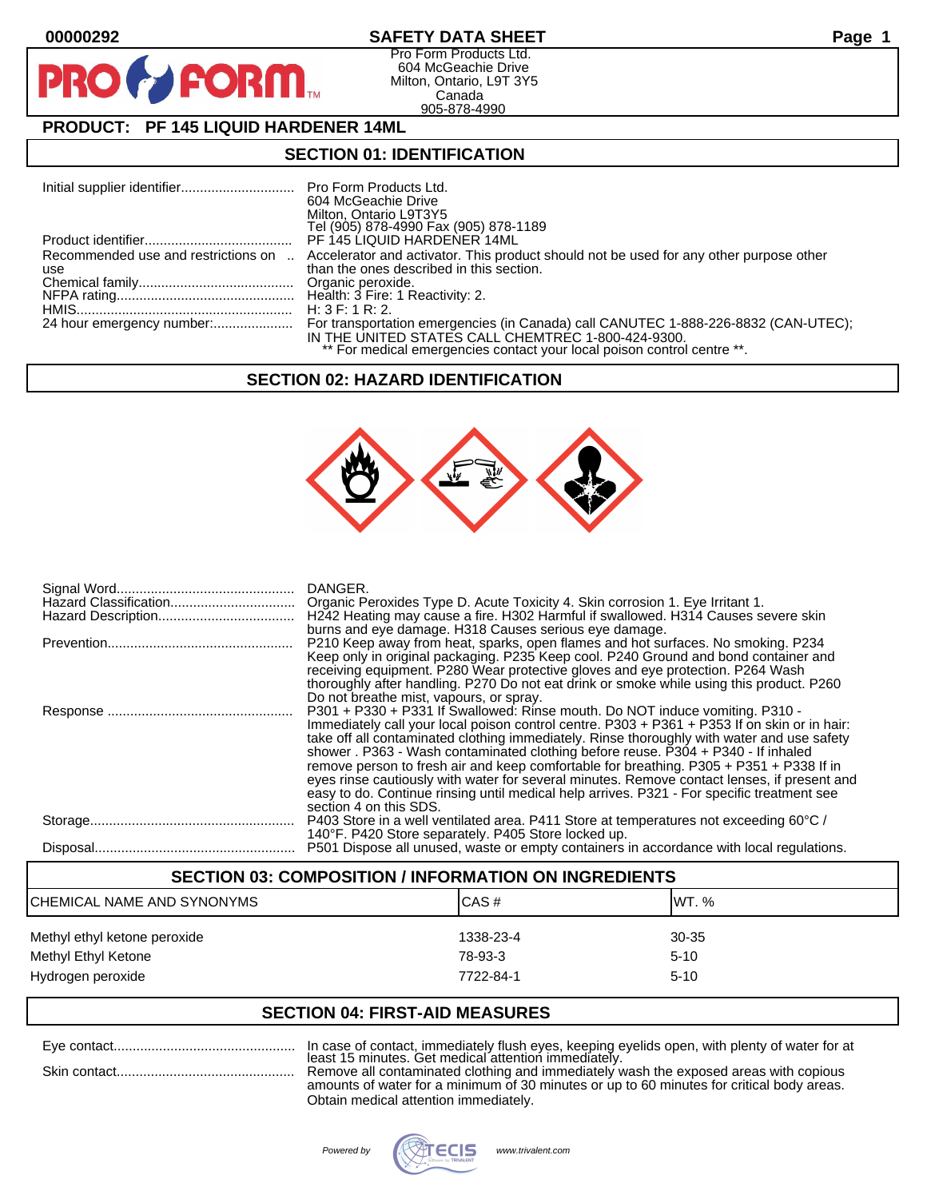00000292

# SAFETY DATA SHEET

Pro Form Products Ltd.
604 McGeachie Drive
Milton, Ontario, L9T 3Y5
Canada
905-878-4990

## PRODUCT: PF 145 LIQUID HARDENER 14ML

## SECTION 01: IDENTIFICATION

| | |
|---|---|
| Initial supplier identifier | Pro Form Products Ltd.<br>604 McGeachie Drive<br>Milton, Ontario L9T3Y5<br>Tel (905) 878-4990 Fax (905) 878-1189 |
| Product identifier | PF 145 LIQUID HARDENER 14ML |
| Recommended use and restrictions on use | Accelerator and activator. This product should not be used for any other purpose other than the ones described in this section. |
| Chemical family | Organic peroxide. |
| NFPA rating | Health: 3 Fire: 1 Reactivity: 2. |
| HMIS | H: 3 F: 1 R: 2. |
| 24 hour emergency number: | For transportation emergencies (in Canada) call CANUTEC 1-888-226-8832 (CAN-UTEC); IN THE UNITED STATES CALL CHEMTREC 1-800-424-9300.<br>** For medical emergencies contact your local poison control centre **. |

## SECTION 02: HAZARD IDENTIFICATION

| | |
|---|---|
| Signal Word | DANGER. |
| Hazard Classification | Organic Peroxides Type D. Acute Toxicity 4. Skin corrosion 1. Eye Irritant 1. |
| Hazard Description | H242 Heating may cause a fire. H302 Harmful if swallowed. H314 Causes severe skin burns and eye damage. H318 Causes serious eye damage. |
| Prevention | P210 Keep away from heat, sparks, open flames and hot surfaces. No smoking. P234 Keep only in original packaging. P235 Keep cool. P240 Ground and bond container and receiving equipment. P280 Wear protective gloves and eye protection. P264 Wash thoroughly after handling. P270 Do not eat drink or smoke while using this product. P260 Do not breathe mist, vapours, or spray. |
| Response | P301 + P330 + P331 If Swallowed: Rinse mouth. Do NOT induce vomiting. P310 - Immediately call your local poison control centre. P303 + P361 + P353 If on skin or in hair: take off all contaminated clothing immediately. Rinse thoroughly with water and use safety shower . P363 - Wash contaminated clothing before reuse. P304 + P340 - If inhaled remove person to fresh air and keep comfortable for breathing. P305 + P351 + P338 If in eyes rinse cautiously with water for several minutes. Remove contact lenses, if present and easy to do. Continue rinsing until medical help arrives. P321 - For specific treatment see section 4 on this SDS. |
| Storage | P403 Store in a well ventilated area. P411 Store at temperatures not exceeding 60°C / 140°F. P420 Store separately. P405 Store locked up. |
| Disposal | P501 Dispose all unused, waste or empty containers in accordance with local regulations. |

## SECTION 03: COMPOSITION / INFORMATION ON INGREDIENTS

| CHEMICAL NAME AND SYNONYMS | CAS # | WT. % |
|---|---|---|
| Methyl ethyl ketone peroxide | 1338-23-4 | 30-35 |
| Methyl Ethyl Ketone | 78-93-3 | 5-10 |
| Hydrogen peroxide | 7722-84-1 | 5-10 |

## SECTION 04: FIRST-AID MEASURES

| | |
|---|---|
| Eye contact | In case of contact, immediately flush eyes, keeping eyelids open, with plenty of water for at least 15 minutes. Get medical attention immediately. |
| Skin contact | Remove all contaminated clothing and immediately wash the exposed areas with copious amounts of water for a minimum of 30 minutes or up to 60 minutes for critical body areas. Obtain medical attention immediately. |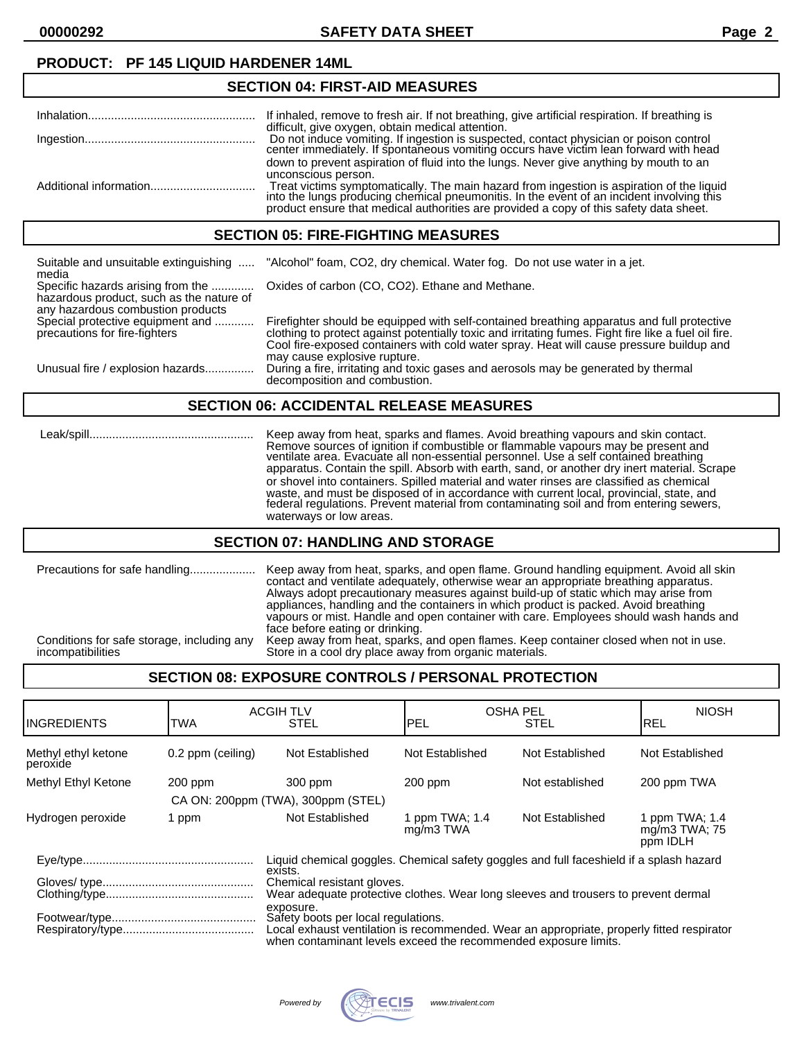**PRODUCT: PF 145 LIQUID HARDENER 14ML**

## SECTION 04: FIRST-AID MEASURES

| | |
|---|---|
| Inhalation | If inhaled, remove to fresh air. If not breathing, give artificial respiration. If breathing is difficult, give oxygen, obtain medical attention. |
| Ingestion | Do not induce vomiting. If ingestion is suspected, contact physician or poison control center immediately. If spontaneous vomiting occurs have victim lean forward with head down to prevent aspiration of fluid into the lungs. Never give anything by mouth to an unconscious person. |
| Additional information | Treat victims symptomatically. The main hazard from ingestion is aspiration of the liquid into the lungs producing chemical pneumonitis. In the event of an incident involving this product ensure that medical authorities are provided a copy of this safety data sheet. |

## SECTION 05: FIRE-FIGHTING MEASURES

| | |
|---|---|
| Suitable and unsuitable extinguishing media | "Alcohol" foam, CO2, dry chemical. Water fog. Do not use water in a jet. |
| Specific hazards arising from the hazardous product, such as the nature of any hazardous combustion products | Oxides of carbon (CO, CO2). Ethane and Methane. |
| Special protective equipment and precautions for fire-fighters | Firefighter should be equipped with self-contained breathing apparatus and full protective clothing to protect against potentially toxic and irritating fumes. Fight fire like a fuel oil fire. Cool fire-exposed containers with cold water spray. Heat will cause pressure buildup and may cause explosive rupture. |
| Unusual fire / explosion hazards | During a fire, irritating and toxic gases and aerosols may be generated by thermal decomposition and combustion. |

## SECTION 06: ACCIDENTAL RELEASE MEASURES

| | |
|---|---|
| Leak/spill | Keep away from heat, sparks and flames. Avoid breathing vapours and skin contact. Remove sources of ignition if combustible or flammable vapours may be present and ventilate area. Evacuate all non-essential personnel. Use a self contained breathing apparatus. Contain the spill. Absorb with earth, sand, or another dry inert material. Scrape or shovel into containers. Spilled material and water rinses are classified as chemical waste, and must be disposed of in accordance with current local, provincial, state, and federal regulations. Prevent material from contaminating soil and from entering sewers, waterways or low areas. |

## SECTION 07: HANDLING AND STORAGE

| | |
|---|---|
| Precautions for safe handling | Keep away from heat, sparks, and open flame. Ground handling equipment. Avoid all skin contact and ventilate adequately, otherwise wear an appropriate breathing apparatus. Always adopt precautionary measures against build-up of static which may arise from appliances, handling and the containers in which product is packed. Avoid breathing vapours or mist. Handle and open container with care. Employees should wash hands and face before eating or drinking. |
| Conditions for safe storage, including any incompatibilities | Keep away from heat, sparks, and open flames. Keep container closed when not in use. Store in a cool dry place away from organic materials. |

## SECTION 08: EXPOSURE CONTROLS / PERSONAL PROTECTION

| INGREDIENTS | ACGIH TLV TWA | ACGIH TLV STEL | OSHA PEL PEL | OSHA PEL STEL | NIOSH REL |
|---|---|---|---|---|---|
| Methyl ethyl ketone peroxide | 0.2 ppm (ceiling) | Not Established | Not Established | Not Established | Not Established |
| Methyl Ethyl Ketone | 200 ppm<br>CA ON: 200ppm (TWA), 300ppm (STEL) | 300 ppm | 200 ppm | Not established | 200 ppm TWA |
| Hydrogen peroxide | 1 ppm | Not Established | 1 ppm TWA; 1.4 mg/m3 TWA | Not Established | 1 ppm TWA; 1.4 mg/m3 TWA; 75 ppm IDLH |

| | |
|---|---|
| Eye/type | Liquid chemical goggles. Chemical safety goggles and full faceshield if a splash hazard exists. |
| Gloves/ type | Chemical resistant gloves. |
| Clothing/type | Wear adequate protective clothes. Wear long sleeves and trousers to prevent dermal exposure. |
| Footwear/type | Safety boots per local regulations. |
| Respiratory/type | Local exhaust ventilation is recommended. Wear an appropriate, properly fitted respirator when contaminant levels exceed the recommended exposure limits. |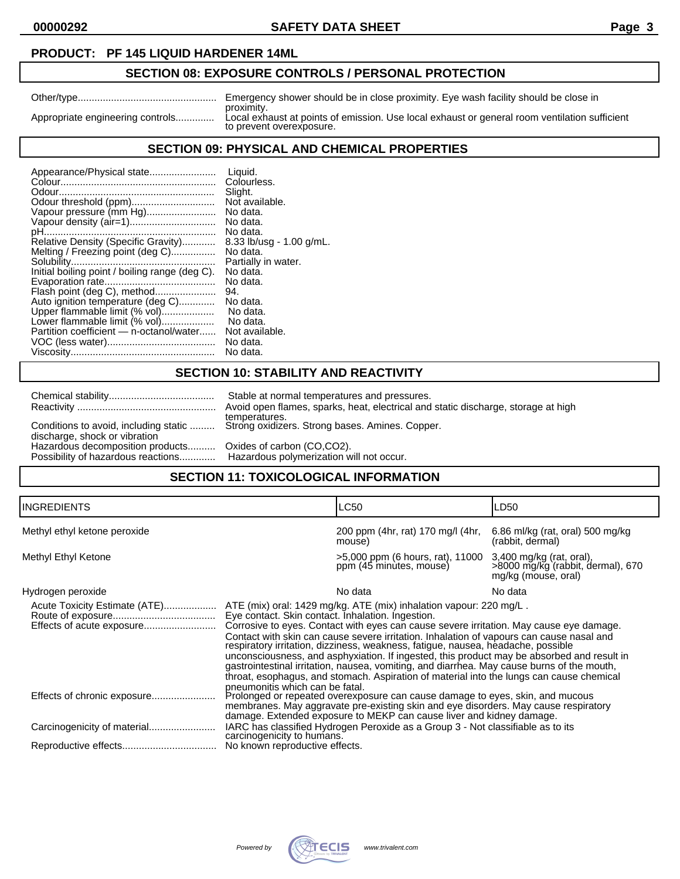**PRODUCT: PF 145 LIQUID HARDENER 14ML**

## SECTION 08: EXPOSURE CONTROLS / PERSONAL PROTECTION

| | |
|---|---|
| Other/type | Emergency shower should be in close proximity. Eye wash facility should be close in proximity. |
| Appropriate engineering controls | Local exhaust at points of emission. Use local exhaust or general room ventilation sufficient to prevent overexposure. |

## SECTION 09: PHYSICAL AND CHEMICAL PROPERTIES

| | |
|---|---|
| Appearance/Physical state | Liquid. |
| Colour | Colourless. |
| Odour | Slight. |
| Odour threshold (ppm) | Not available. |
| Vapour pressure (mm Hg) | No data. |
| Vapour density (air=1) | No data. |
| pH | No data. |
| Relative Density (Specific Gravity) | 8.33 lb/usg - 1.00 g/mL. |
| Melting / Freezing point (deg C) | No data. |
| Solubility | Partially in water. |
| Initial boiling point / boiling range (deg C). | No data. |
| Evaporation rate | No data. |
| Flash point (deg C), method | 94. |
| Auto ignition temperature (deg C) | No data. |
| Upper flammable limit (% vol) | No data. |
| Lower flammable limit (% vol) | No data. |
| Partition coefficient — n-octanol/water | Not available. |
| VOC (less water) | No data. |
| Viscosity | No data. |

## SECTION 10: STABILITY AND REACTIVITY

| | |
|---|---|
| Chemical stability | Stable at normal temperatures and pressures. |
| Reactivity | Avoid open flames, sparks, heat, electrical and static discharge, storage at high temperatures. |
| Conditions to avoid, including static discharge, shock or vibration | Strong oxidizers. Strong bases. Amines. Copper. |
| Hazardous decomposition products | Oxides of carbon (CO,CO2). |
| Possibility of hazardous reactions | Hazardous polymerization will not occur. |

## SECTION 11: TOXICOLOGICAL INFORMATION

| INGREDIENTS | LC50 | LD50 |
|---|---|---|
| Methyl ethyl ketone peroxide | 200 ppm (4hr, rat) 170 mg/l (4hr, mouse) | 6.86 ml/kg (rat, oral) 500 mg/kg (rabbit, dermal) |
| Methyl Ethyl Ketone | >5,000 ppm (6 hours, rat), 11000 ppm (45 minutes, mouse) | 3,400 mg/kg (rat, oral), >8000 mg/kg (rabbit, dermal), 670 mg/kg (mouse, oral) |
| Hydrogen peroxide | No data | No data |

| | |
|---|---|
| Acute Toxicity Estimate (ATE) | ATE (mix) oral: 1429 mg/kg. ATE (mix) inhalation vapour: 220 mg/L . |
| Route of exposure | Eye contact. Skin contact. Inhalation. Ingestion. |
| Effects of acute exposure | Corrosive to eyes. Contact with eyes can cause severe irritation. May cause eye damage. Contact with skin can cause severe irritation. Inhalation of vapours can cause nasal and respiratory irritation, dizziness, weakness, fatigue, nausea, headache, possible unconsciousness, and asphyxiation. If ingested, this product may be absorbed and result in gastrointestinal irritation, nausea, vomiting, and diarrhea. May cause burns of the mouth, throat, esophagus, and stomach. Aspiration of material into the lungs can cause chemical pneumonitis which can be fatal. |
| Effects of chronic exposure | Prolonged or repeated overexposure can cause damage to eyes, skin, and mucous membranes. May aggravate pre-existing skin and eye disorders. May cause respiratory damage. Extended exposure to MEKP can cause liver and kidney damage. |
| Carcinogenicity of material | IARC has classified Hydrogen Peroxide as a Group 3 - Not classifiable as to its carcinogenicity to humans. |
| Reproductive effects | No known reproductive effects. |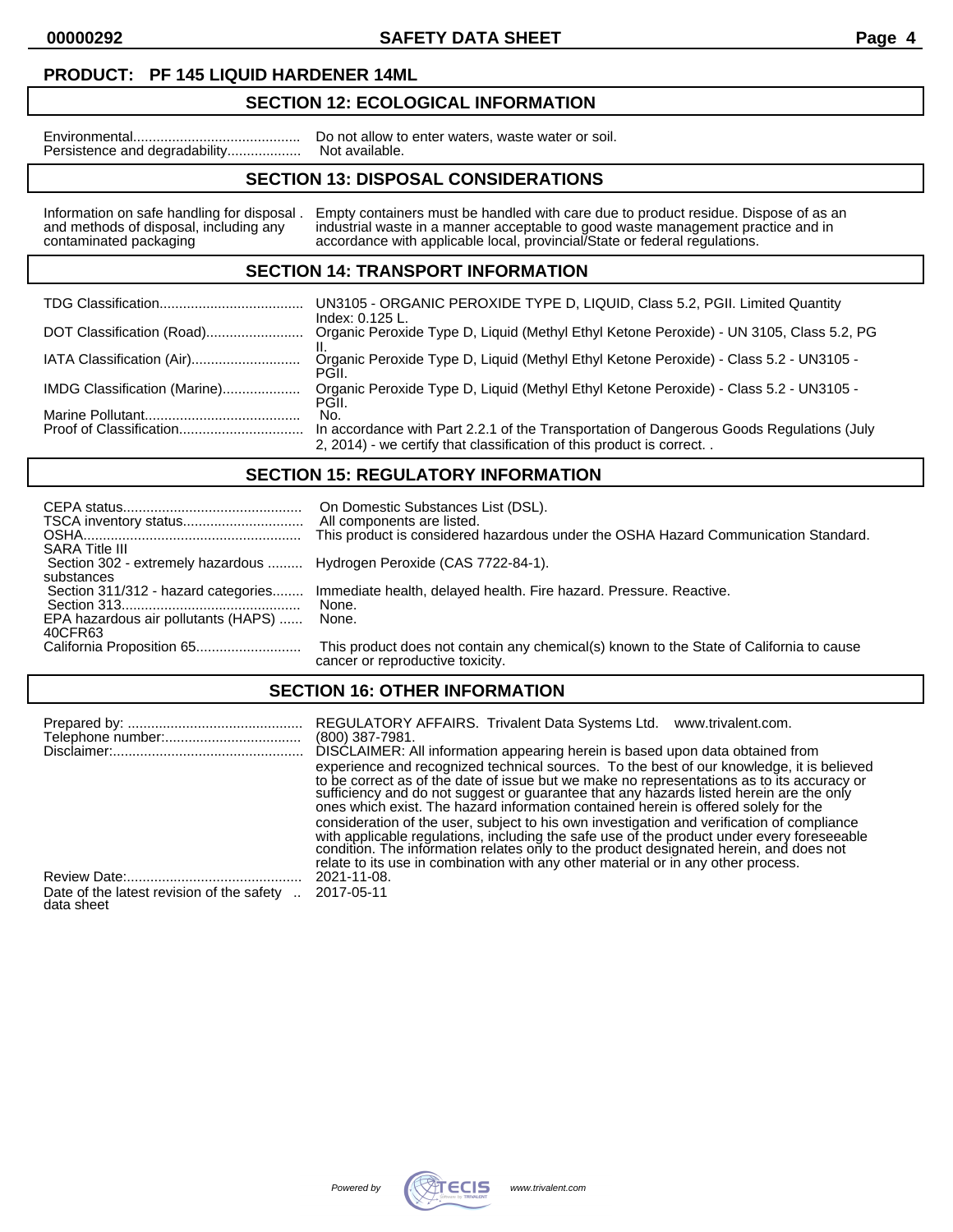**PRODUCT: PF 145 LIQUID HARDENER 14ML**

## SECTION 12: ECOLOGICAL INFORMATION

| | |
|---|---|
| Environmental | Do not allow to enter waters, waste water or soil. |
| Persistence and degradability | Not available. |

## SECTION 13: DISPOSAL CONSIDERATIONS

| | |
|---|---|
| Information on safe handling for disposal and methods of disposal, including any contaminated packaging | Empty containers must be handled with care due to product residue. Dispose of as an industrial waste in a manner acceptable to good waste management practice and in accordance with applicable local, provincial/State or federal regulations. |

## SECTION 14: TRANSPORT INFORMATION

| | |
|---|---|
| TDG Classification | UN3105 - ORGANIC PEROXIDE TYPE D, LIQUID, Class 5.2, PGII. Limited Quantity Index: 0.125 L. |
| DOT Classification (Road) | Organic Peroxide Type D, Liquid (Methyl Ethyl Ketone Peroxide) - UN 3105, Class 5.2, PG II. |
| IATA Classification (Air) | Organic Peroxide Type D, Liquid (Methyl Ethyl Ketone Peroxide) - Class 5.2 - UN3105 - PGII. |
| IMDG Classification (Marine) | Organic Peroxide Type D, Liquid (Methyl Ethyl Ketone Peroxide) - Class 5.2 - UN3105 - PGII. |
| Marine Pollutant | No. |
| Proof of Classification | In accordance with Part 2.2.1 of the Transportation of Dangerous Goods Regulations (July 2, 2014) - we certify that classification of this product is correct. . |

## SECTION 15: REGULATORY INFORMATION

| | |
|---|---|
| CEPA status | On Domestic Substances List (DSL). |
| TSCA inventory status | All components are listed. |
| OSHA | This product is considered hazardous under the OSHA Hazard Communication Standard. |
| SARA Title III | |
| Section 302 - extremely hazardous substances | Hydrogen Peroxide (CAS 7722-84-1). |
| Section 311/312 - hazard categories | Immediate health, delayed health. Fire hazard. Pressure. Reactive. |
| Section 313 | None. |
| EPA hazardous air pollutants (HAPS) 40CFR63 | None. |
| California Proposition 65 | This product does not contain any chemical(s) known to the State of California to cause cancer or reproductive toxicity. |

## SECTION 16: OTHER INFORMATION

| | |
|---|---|
| Prepared by: | REGULATORY AFFAIRS. Trivalent Data Systems Ltd. www.trivalent.com. |
| Telephone number: | (800) 387-7981. |
| Disclaimer: | DISCLAIMER: All information appearing herein is based upon data obtained from experience and recognized technical sources. To the best of our knowledge, it is believed to be correct as of the date of issue but we make no representations as to its accuracy or sufficiency and do not suggest or guarantee that any hazards listed herein are the only ones which exist. The hazard information contained herein is offered solely for the consideration of the user, subject to his own investigation and verification of compliance with applicable regulations, including the safe use of the product under every foreseeable condition. The information relates only to the product designated herein, and does not relate to its use in combination with any other material or in any other process. |
| Review Date: | 2021-11-08. |
| Date of the latest revision of the safety data sheet | 2017-05-11 |